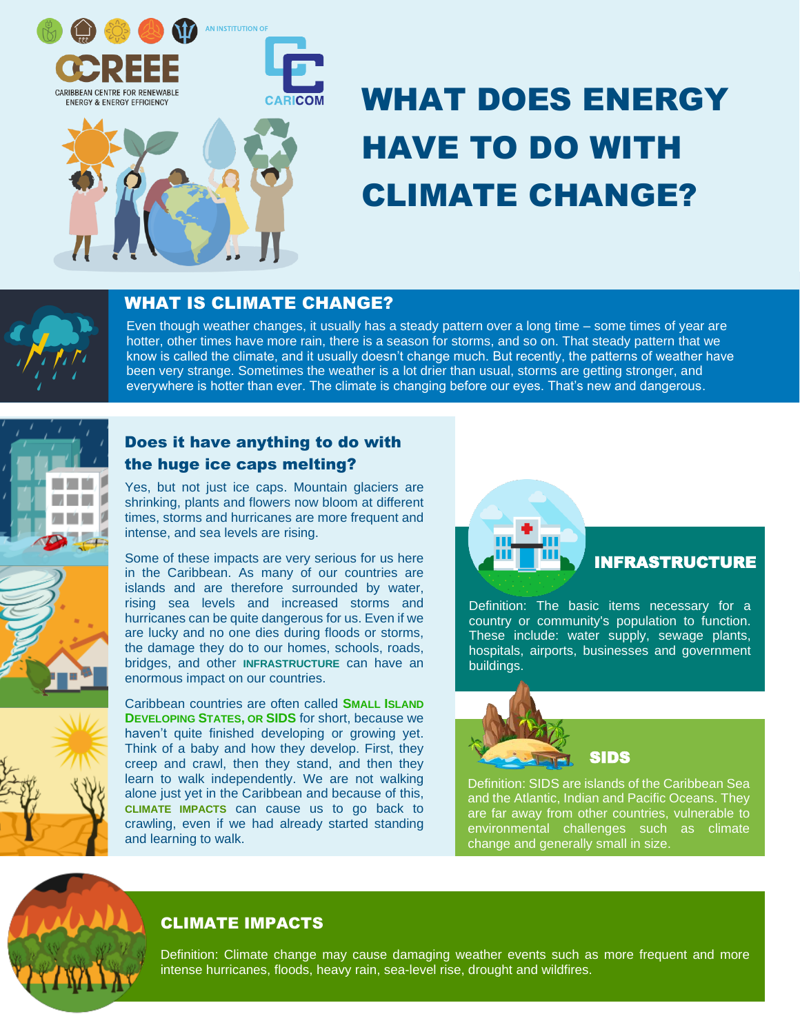CCREEE

CARIBBEAN CENTRE FOR RENEWABLE ENERGY & ENERGY EFFICIENCY

AN INSTITUTION OF CARICOM

# WHAT DOES ENERGY HAVE TO DO WITH CLIMATE CHANGE?

## WHAT IS CLIMATE CHANGE?

Even though weather changes, it usually has a steady pattern over a long time – some times of year are hotter, other times have more rain, there is a season for storms, and so on. That steady pattern that we know is called the climate, and it usually doesn't change much. But recently, the patterns of weather have been very strange. Sometimes the weather is a lot drier than usual, storms are getting stronger, and everywhere is hotter than ever. The climate is changing before our eyes. That's new and dangerous.

### Does it have anything to do with the huge ice caps melting?

Yes, but not just ice caps. Mountain glaciers are shrinking, plants and flowers now bloom at different times, storms and hurricanes are more frequent and intense, and sea levels are rising.

Some of these impacts are very serious for us here in the Caribbean. As many of our countries are islands and are therefore surrounded by water, rising sea levels and increased storms and hurricanes can be quite dangerous for us. Even if we are lucky and no one dies during floods or storms, the damage they do to our homes, schools, roads, bridges, and other **INFRASTRUCTURE** can have an enormous impact on our countries.

Caribbean countries are often called **SMALL ISLAND DEVELOPING STATES, OR SIDS** for short, because we haven't quite finished developing or growing yet. Think of a baby and how they develop. First, they creep and crawl, then they stand, and then they learn to walk independently. We are not walking alone just yet in the Caribbean and because of this, **CLIMATE IMPACTS** can cause us to go back to crawling, even if we had already started standing and learning to walk.

### INFRASTRUCTURE

Definition: The basic items necessary for a country or community's population to function. These include: water supply, sewage plants, hospitals, airports, businesses and government buildings.

### SIDS

Definition: SIDS are islands of the Caribbean Sea and the Atlantic, Indian and Pacific Oceans. They are far away from other countries, vulnerable to environmental challenges such as climate change and generally small in size.

### CLIMATE IMPACTS

Definition: Climate change may cause damaging weather events such as more frequent and more intense hurricanes, floods, heavy rain, sea-level rise, drought and wildfires.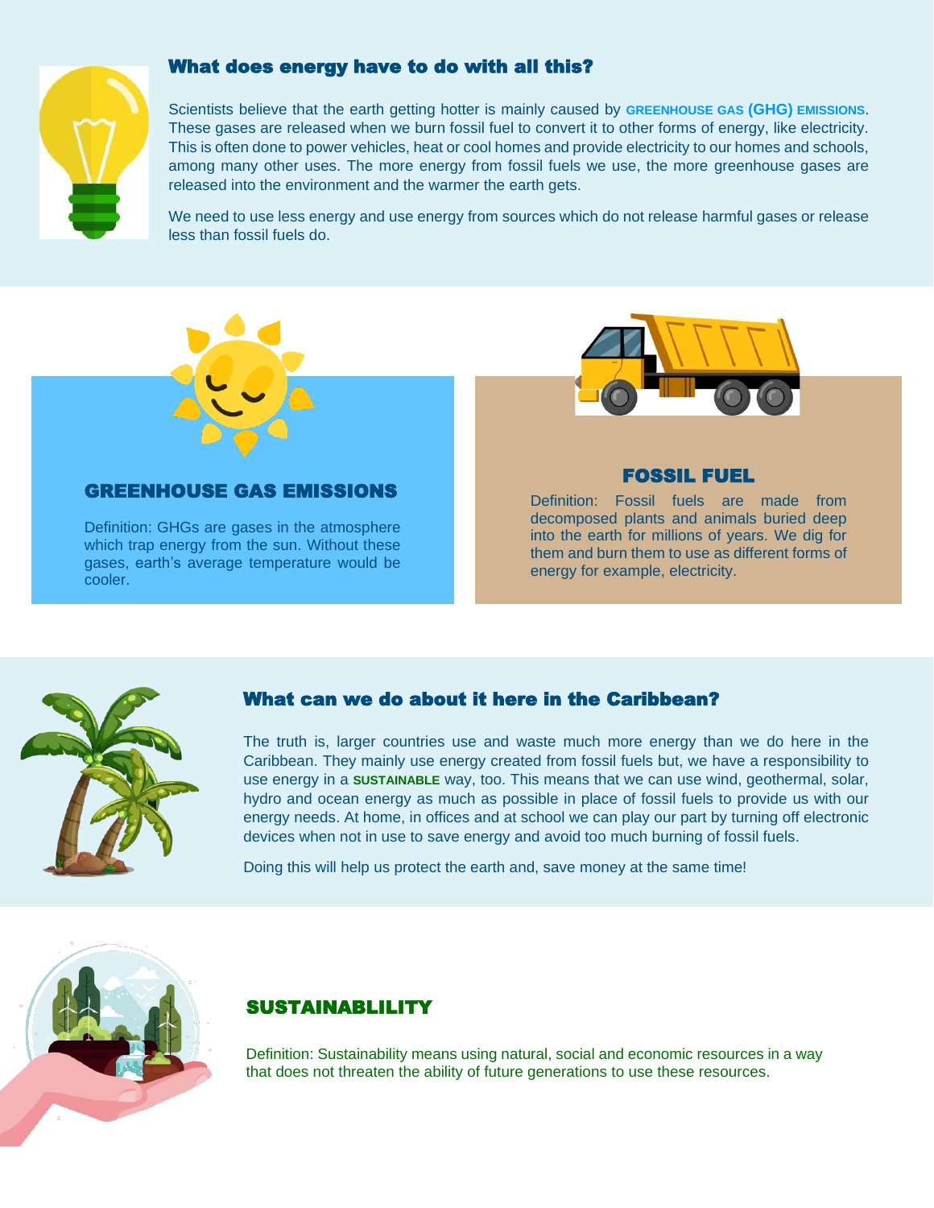## What does energy have to do with all this?

Scientists believe that the earth getting hotter is mainly caused by **GREENHOUSE GAS (GHG) EMISSIONS**. These gases are released when we burn fossil fuel to convert it to other forms of energy, like electricity. This is often done to power vehicles, heat or cool homes and provide electricity to our homes and schools, among many other uses. The more energy from fossil fuels we use, the more greenhouse gases are released into the environment and the warmer the earth gets.

We need to use less energy and use energy from sources which do not release harmful gases or release less than fossil fuels do.

### GREENHOUSE GAS EMISSIONS

Definition: GHGs are gases in the atmosphere which trap energy from the sun. Without these gases, earth's average temperature would be cooler.

### FOSSIL FUEL

Definition: Fossil fuels are made from decomposed plants and animals buried deep into the earth for millions of years. We dig for them and burn them to use as different forms of energy for example, electricity.

## What can we do about it here in the Caribbean?

The truth is, larger countries use and waste much more energy than we do here in the Caribbean. They mainly use energy created from fossil fuels but, we have a responsibility to use energy in a **SUSTAINABLE** way, too. This means that we can use wind, geothermal, solar, hydro and ocean energy as much as possible in place of fossil fuels to provide us with our energy needs. At home, in offices and at school we can play our part by turning off electronic devices when not in use to save energy and avoid too much burning of fossil fuels.

Doing this will help us protect the earth and, save money at the same time!

### SUSTAINABLILITY

Definition: Sustainability means using natural, social and economic resources in a way that does not threaten the ability of future generations to use these resources.